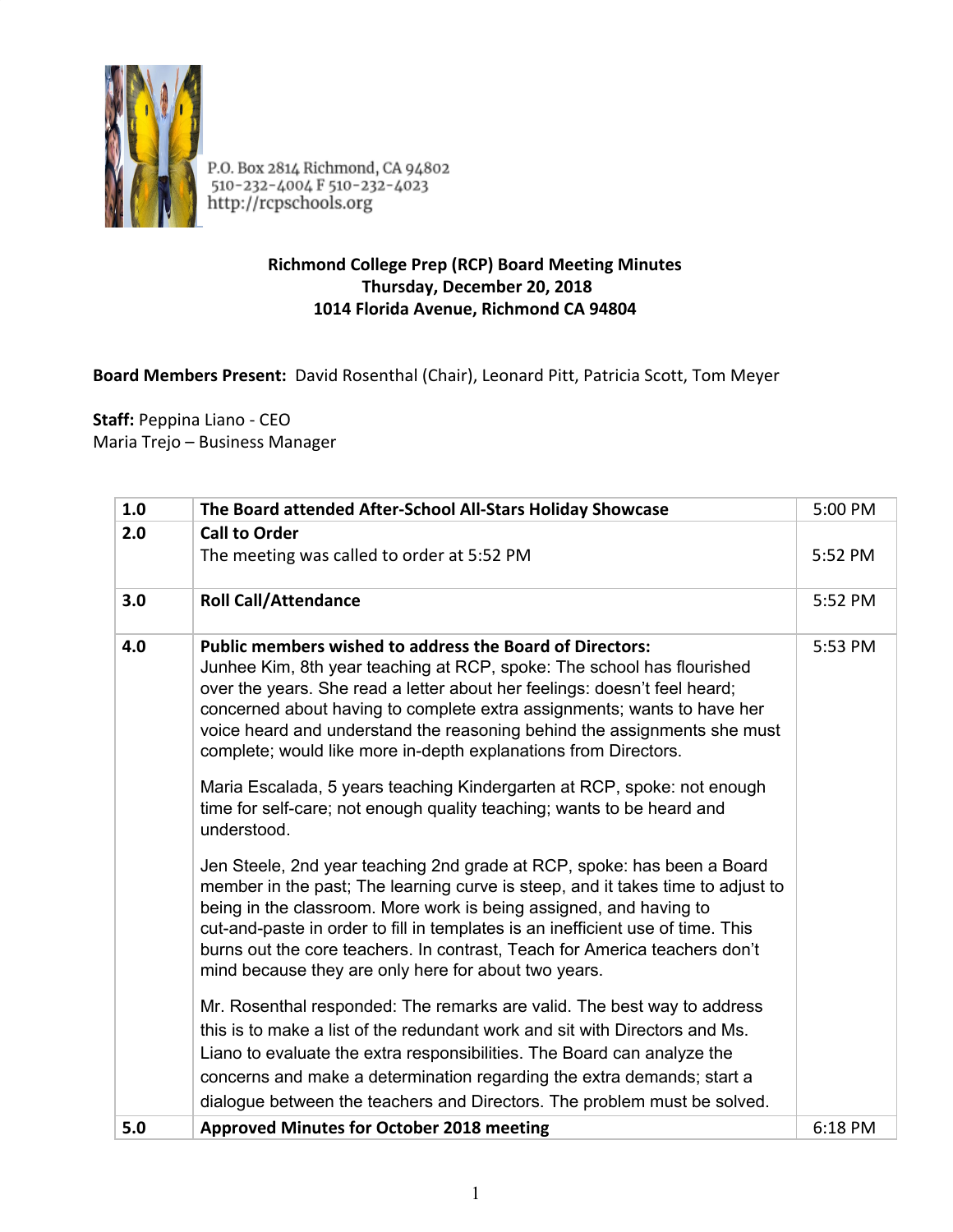P.O. Box 2814 Richmond, CA 94802
510-232-4004 F 510-232-4023
http://rcpschools.org

**Richmond College Prep (RCP) Board Meeting Minutes**
**Thursday, December 20, 2018**
**1014 Florida Avenue, Richmond CA 94804**

**Board Members Present:** David Rosenthal (Chair), Leonard Pitt, Patricia Scott, Tom Meyer

**Staff:** Peppina Liano - CEO
Maria Trejo – Business Manager

| | | |
|---|---|---|
| **1.0** | **The Board attended After-School All-Stars Holiday Showcase** | 5:00 PM |
| **2.0** | **Call to Order**<br>The meeting was called to order at 5:52 PM | 5:52 PM |
| **3.0** | **Roll Call/Attendance** | 5:52 PM |
| **4.0** | **Public members wished to address the Board of Directors:**<br>Junhee Kim, 8th year teaching at RCP, spoke: The school has flourished over the years. She read a letter about her feelings: doesn't feel heard; concerned about having to complete extra assignments; wants to have her voice heard and understand the reasoning behind the assignments she must complete; would like more in-depth explanations from Directors.<br><br>Maria Escalada, 5 years teaching Kindergarten at RCP, spoke: not enough time for self-care; not enough quality teaching; wants to be heard and understood.<br><br>Jen Steele, 2nd year teaching 2nd grade at RCP, spoke: has been a Board member in the past; The learning curve is steep, and it takes time to adjust to being in the classroom. More work is being assigned, and having to cut-and-paste in order to fill in templates is an inefficient use of time. This burns out the core teachers. In contrast, Teach for America teachers don't mind because they are only here for about two years.<br><br>Mr. Rosenthal responded: The remarks are valid. The best way to address this is to make a list of the redundant work and sit with Directors and Ms. Liano to evaluate the extra responsibilities. The Board can analyze the concerns and make a determination regarding the extra demands; start a dialogue between the teachers and Directors. The problem must be solved. | 5:53 PM |
| **5.0** | **Approved Minutes for October 2018 meeting** | 6:18 PM |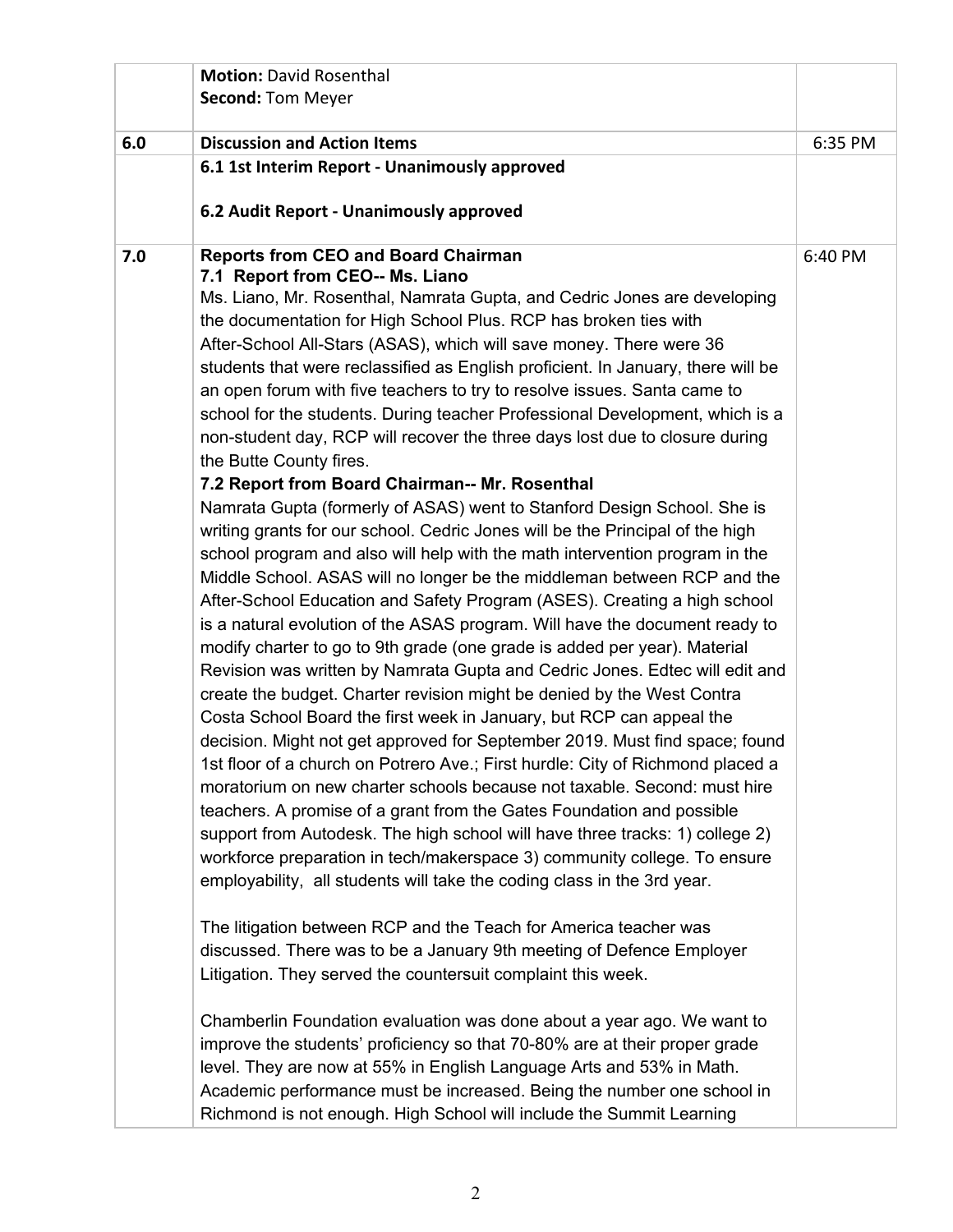| | | |
|---|---|---|
| | **Motion:** David Rosenthal<br>**Second:** Tom Meyer | |
| **6.0** | **Discussion and Action Items** | 6:35 PM |
| | **6.1 1st Interim Report - Unanimously approved**<br><br>**6.2 Audit Report - Unanimously approved** | |
| **7.0** | **Reports from CEO and Board Chairman**<br>**7.1 Report from CEO-- Ms. Liano**<br>Ms. Liano, Mr. Rosenthal, Namrata Gupta, and Cedric Jones are developing the documentation for High School Plus. RCP has broken ties with After-School All-Stars (ASAS), which will save money. There were 36 students that were reclassified as English proficient. In January, there will be an open forum with five teachers to try to resolve issues. Santa came to school for the students. During teacher Professional Development, which is a non-student day, RCP will recover the three days lost due to closure during the Butte County fires.<br>**7.2 Report from Board Chairman-- Mr. Rosenthal**<br>Namrata Gupta (formerly of ASAS) went to Stanford Design School. She is writing grants for our school. Cedric Jones will be the Principal of the high school program and also will help with the math intervention program in the Middle School. ASAS will no longer be the middleman between RCP and the After-School Education and Safety Program (ASES). Creating a high school is a natural evolution of the ASAS program. Will have the document ready to modify charter to go to 9th grade (one grade is added per year). Material Revision was written by Namrata Gupta and Cedric Jones. Edtec will edit and create the budget. Charter revision might be denied by the West Contra Costa School Board the first week in January, but RCP can appeal the decision. Might not get approved for September 2019. Must find space; found 1st floor of a church on Potrero Ave.; First hurdle: City of Richmond placed a moratorium on new charter schools because not taxable. Second: must hire teachers. A promise of a grant from the Gates Foundation and possible support from Autodesk. The high school will have three tracks: 1) college 2) workforce preparation in tech/makerspace 3) community college. To ensure employability, all students will take the coding class in the 3rd year.<br><br>The litigation between RCP and the Teach for America teacher was discussed. There was to be a January 9th meeting of Defence Employer Litigation. They served the countersuit complaint this week.<br><br>Chamberlin Foundation evaluation was done about a year ago. We want to improve the students' proficiency so that 70-80% are at their proper grade level. They are now at 55% in English Language Arts and 53% in Math. Academic performance must be increased. Being the number one school in Richmond is not enough. High School will include the Summit Learning | 6:40 PM |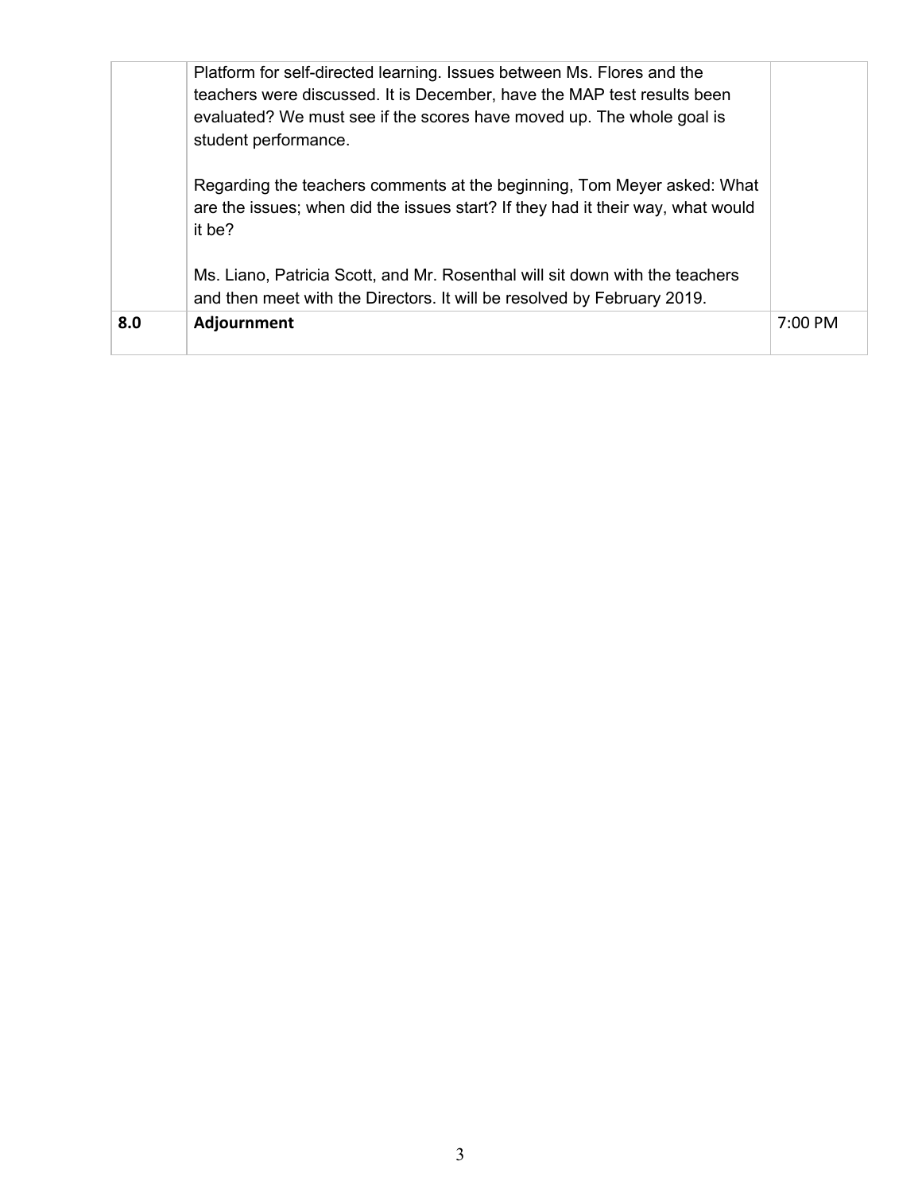| | | |
|---|---|---|
| | Platform for self-directed learning. Issues between Ms. Flores and the teachers were discussed. It is December, have the MAP test results been evaluated? We must see if the scores have moved up. The whole goal is student performance.<br><br>Regarding the teachers comments at the beginning, Tom Meyer asked: What are the issues; when did the issues start? If they had it their way, what would it be?<br><br>Ms. Liano, Patricia Scott, and Mr. Rosenthal will sit down with the teachers and then meet with the Directors. It will be resolved by February 2019. | |
| **8.0** | **Adjournment** | 7:00 PM |